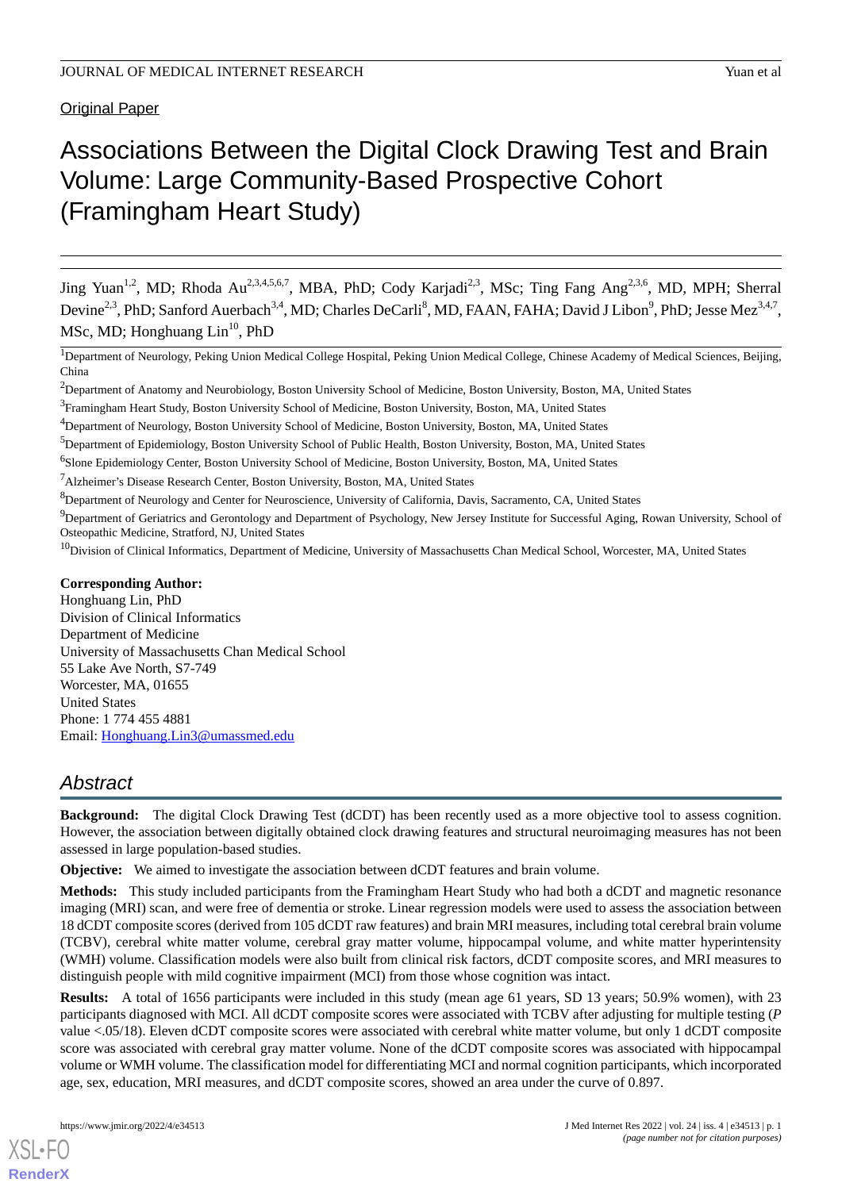Original Paper

# Associations Between the Digital Clock Drawing Test and Brain Volume: Large Community-Based Prospective Cohort (Framingham Heart Study)

Jing Yuan[1,2], MD; Rhoda Au[2,3,4,5,6,7], MBA, PhD; Cody Karjadi[2,3], MSc; Ting Fang Ang[2,3,6], MD, MPH; Sherral Devine[2,3], PhD; Sanford Auerbach[3,4], MD; Charles DeCarli[8], MD, FAAN, FAHA; David J Libon[9], PhD; Jesse Mez[3,4,7], MSc, MD; Honghuang Lin[10], PhD

[1]Department of Neurology, Peking Union Medical College Hospital, Peking Union Medical College, Chinese Academy of Medical Sciences, Beijing, China

[2]Department of Anatomy and Neurobiology, Boston University School of Medicine, Boston University, Boston, MA, United States

[3]Framingham Heart Study, Boston University School of Medicine, Boston University, Boston, MA, United States

[4]Department of Neurology, Boston University School of Medicine, Boston University, Boston, MA, United States

[5]Department of Epidemiology, Boston University School of Public Health, Boston University, Boston, MA, United States

[6]Slone Epidemiology Center, Boston University School of Medicine, Boston University, Boston, MA, United States

[7]Alzheimer's Disease Research Center, Boston University, Boston, MA, United States

[8]Department of Neurology and Center for Neuroscience, University of California, Davis, Sacramento, CA, United States

[9]Department of Geriatrics and Gerontology and Department of Psychology, New Jersey Institute for Successful Aging, Rowan University, School of Osteopathic Medicine, Stratford, NJ, United States

[10]Division of Clinical Informatics, Department of Medicine, University of Massachusetts Chan Medical School, Worcester, MA, United States

**Corresponding Author:**
Honghuang Lin, PhD
Division of Clinical Informatics
Department of Medicine
University of Massachusetts Chan Medical School
55 Lake Ave North, S7-749
Worcester, MA, 01655
United States
Phone: 1 774 455 4881
Email: Honghuang.Lin3@umassmed.edu

## Abstract

**Background:** The digital Clock Drawing Test (dCDT) has been recently used as a more objective tool to assess cognition. However, the association between digitally obtained clock drawing features and structural neuroimaging measures has not been assessed in large population-based studies.

**Objective:** We aimed to investigate the association between dCDT features and brain volume.

**Methods:** This study included participants from the Framingham Heart Study who had both a dCDT and magnetic resonance imaging (MRI) scan, and were free of dementia or stroke. Linear regression models were used to assess the association between 18 dCDT composite scores (derived from 105 dCDT raw features) and brain MRI measures, including total cerebral brain volume (TCBV), cerebral white matter volume, cerebral gray matter volume, hippocampal volume, and white matter hyperintensity (WMH) volume. Classification models were also built from clinical risk factors, dCDT composite scores, and MRI measures to distinguish people with mild cognitive impairment (MCI) from those whose cognition was intact.

**Results:** A total of 1656 participants were included in this study (mean age 61 years, SD 13 years; 50.9% women), with 23 participants diagnosed with MCI. All dCDT composite scores were associated with TCBV after adjusting for multiple testing (*P* value <.05/18). Eleven dCDT composite scores were associated with cerebral white matter volume, but only 1 dCDT composite score was associated with cerebral gray matter volume. None of the dCDT composite scores was associated with hippocampal volume or WMH volume. The classification model for differentiating MCI and normal cognition participants, which incorporated age, sex, education, MRI measures, and dCDT composite scores, showed an area under the curve of 0.897.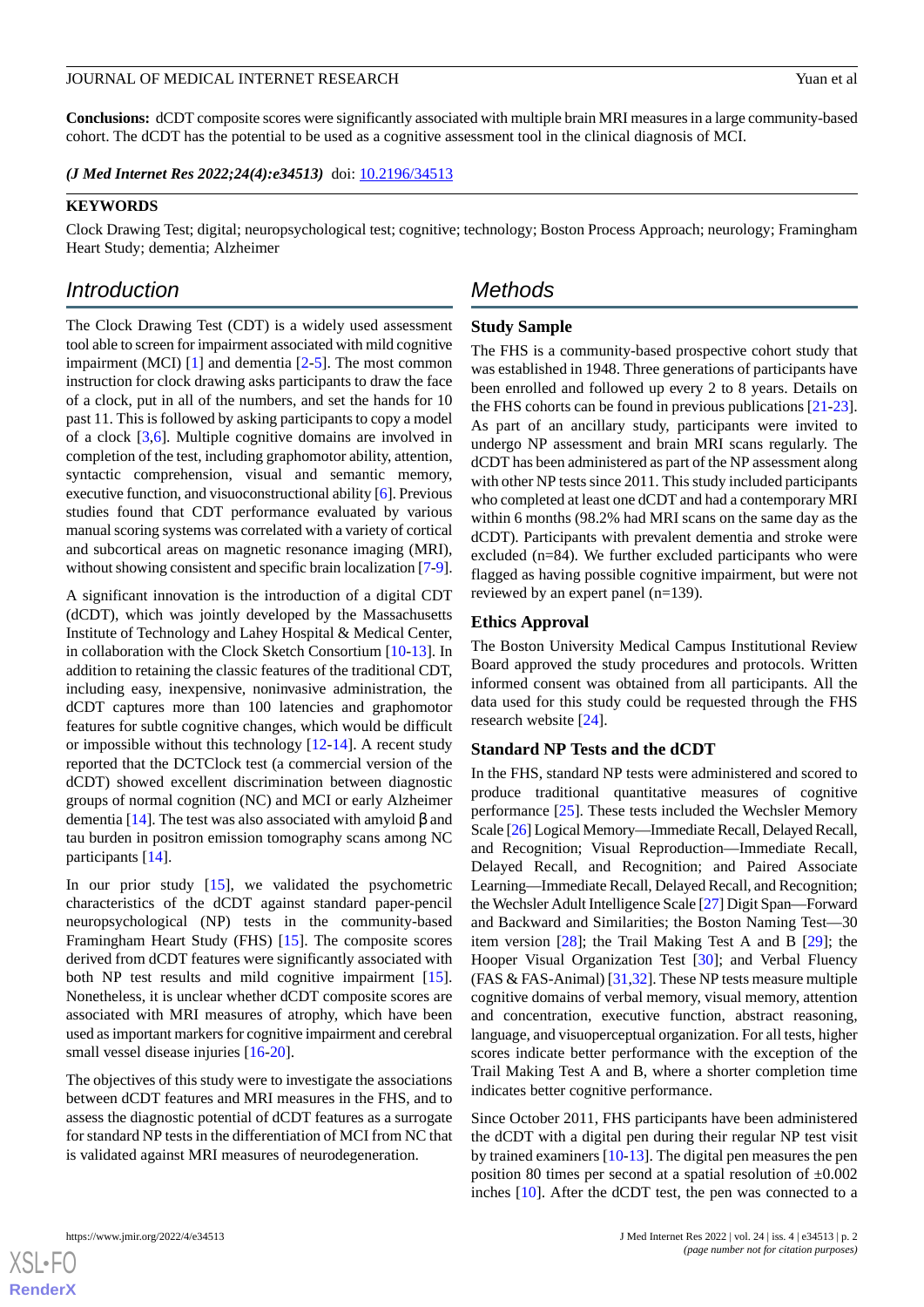**Conclusions:** dCDT composite scores were significantly associated with multiple brain MRI measures in a large community-based cohort. The dCDT has the potential to be used as a cognitive assessment tool in the clinical diagnosis of MCI.

***(J Med Internet Res 2022;24(4):e34513)*** doi: 10.2196/34513

**KEYWORDS**

Clock Drawing Test; digital; neuropsychological test; cognitive; technology; Boston Process Approach; neurology; Framingham Heart Study; dementia; Alzheimer

## Introduction

The Clock Drawing Test (CDT) is a widely used assessment tool able to screen for impairment associated with mild cognitive impairment (MCI) [1] and dementia [2-5]. The most common instruction for clock drawing asks participants to draw the face of a clock, put in all of the numbers, and set the hands for 10 past 11. This is followed by asking participants to copy a model of a clock [3,6]. Multiple cognitive domains are involved in completion of the test, including graphomotor ability, attention, syntactic comprehension, visual and semantic memory, executive function, and visuoconstructional ability [6]. Previous studies found that CDT performance evaluated by various manual scoring systems was correlated with a variety of cortical and subcortical areas on magnetic resonance imaging (MRI), without showing consistent and specific brain localization [7-9].

A significant innovation is the introduction of a digital CDT (dCDT), which was jointly developed by the Massachusetts Institute of Technology and Lahey Hospital & Medical Center, in collaboration with the Clock Sketch Consortium [10-13]. In addition to retaining the classic features of the traditional CDT, including easy, inexpensive, noninvasive administration, the dCDT captures more than 100 latencies and graphomotor features for subtle cognitive changes, which would be difficult or impossible without this technology [12-14]. A recent study reported that the DCTClock test (a commercial version of the dCDT) showed excellent discrimination between diagnostic groups of normal cognition (NC) and MCI or early Alzheimer dementia [14]. The test was also associated with amyloid β and tau burden in positron emission tomography scans among NC participants [14].

In our prior study [15], we validated the psychometric characteristics of the dCDT against standard paper-pencil neuropsychological (NP) tests in the community-based Framingham Heart Study (FHS) [15]. The composite scores derived from dCDT features were significantly associated with both NP test results and mild cognitive impairment [15]. Nonetheless, it is unclear whether dCDT composite scores are associated with MRI measures of atrophy, which have been used as important markers for cognitive impairment and cerebral small vessel disease injuries [16-20].

The objectives of this study were to investigate the associations between dCDT features and MRI measures in the FHS, and to assess the diagnostic potential of dCDT features as a surrogate for standard NP tests in the differentiation of MCI from NC that is validated against MRI measures of neurodegeneration.

## Methods

### Study Sample

The FHS is a community-based prospective cohort study that was established in 1948. Three generations of participants have been enrolled and followed up every 2 to 8 years. Details on the FHS cohorts can be found in previous publications [21-23]. As part of an ancillary study, participants were invited to undergo NP assessment and brain MRI scans regularly. The dCDT has been administered as part of the NP assessment along with other NP tests since 2011. This study included participants who completed at least one dCDT and had a contemporary MRI within 6 months (98.2% had MRI scans on the same day as the dCDT). Participants with prevalent dementia and stroke were excluded (n=84). We further excluded participants who were flagged as having possible cognitive impairment, but were not reviewed by an expert panel (n=139).

### Ethics Approval

The Boston University Medical Campus Institutional Review Board approved the study procedures and protocols. Written informed consent was obtained from all participants. All the data used for this study could be requested through the FHS research website [24].

### Standard NP Tests and the dCDT

In the FHS, standard NP tests were administered and scored to produce traditional quantitative measures of cognitive performance [25]. These tests included the Wechsler Memory Scale [26] Logical Memory—Immediate Recall, Delayed Recall, and Recognition; Visual Reproduction—Immediate Recall, Delayed Recall, and Recognition; and Paired Associate Learning—Immediate Recall, Delayed Recall, and Recognition; the Wechsler Adult Intelligence Scale [27] Digit Span—Forward and Backward and Similarities; the Boston Naming Test—30 item version [28]; the Trail Making Test A and B [29]; the Hooper Visual Organization Test [30]; and Verbal Fluency (FAS & FAS-Animal) [31,32]. These NP tests measure multiple cognitive domains of verbal memory, visual memory, attention and concentration, executive function, abstract reasoning, language, and visuoperceptual organization. For all tests, higher scores indicate better performance with the exception of the Trail Making Test A and B, where a shorter completion time indicates better cognitive performance.

Since October 2011, FHS participants have been administered the dCDT with a digital pen during their regular NP test visit by trained examiners [10-13]. The digital pen measures the pen position 80 times per second at a spatial resolution of ±0.002 inches [10]. After the dCDT test, the pen was connected to a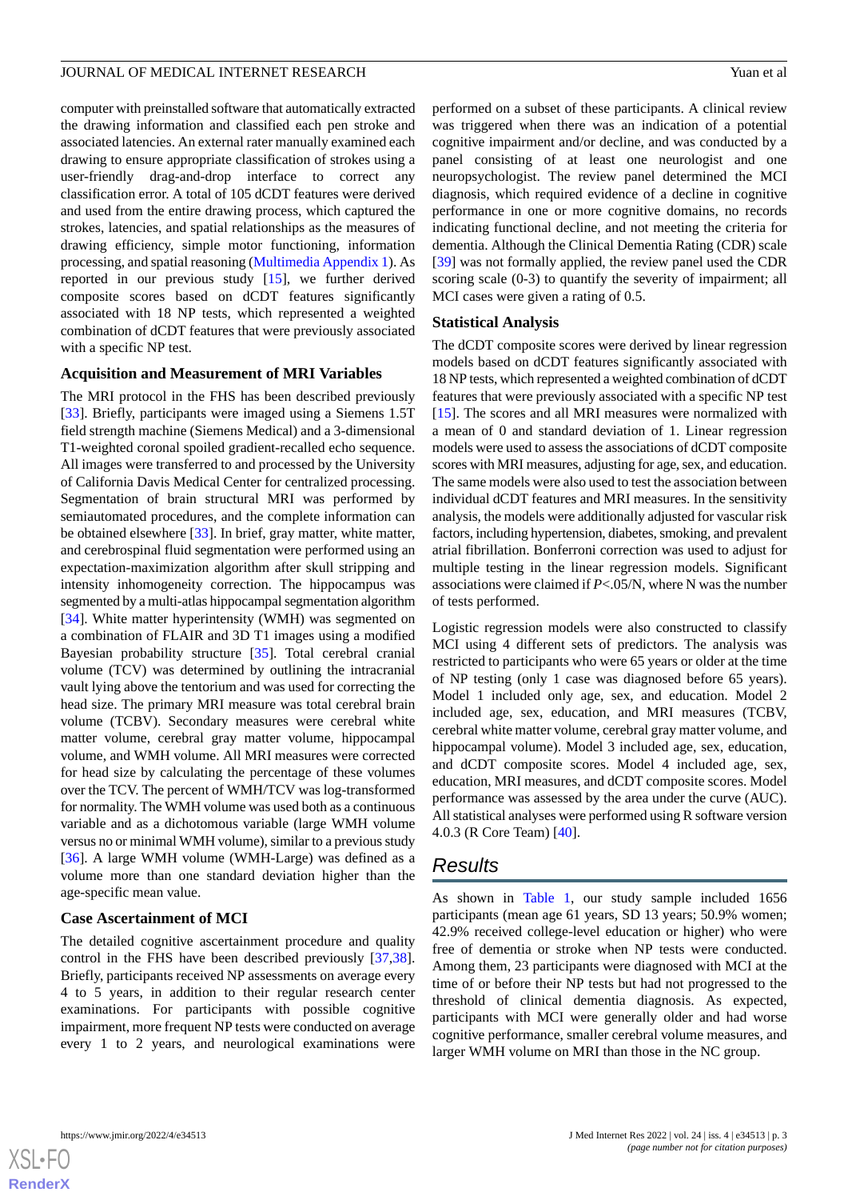computer with preinstalled software that automatically extracted the drawing information and classified each pen stroke and associated latencies. An external rater manually examined each drawing to ensure appropriate classification of strokes using a user-friendly drag-and-drop interface to correct any classification error. A total of 105 dCDT features were derived and used from the entire drawing process, which captured the strokes, latencies, and spatial relationships as the measures of drawing efficiency, simple motor functioning, information processing, and spatial reasoning (Multimedia Appendix 1). As reported in our previous study [15], we further derived composite scores based on dCDT features significantly associated with 18 NP tests, which represented a weighted combination of dCDT features that were previously associated with a specific NP test.

### Acquisition and Measurement of MRI Variables

The MRI protocol in the FHS has been described previously [33]. Briefly, participants were imaged using a Siemens 1.5T field strength machine (Siemens Medical) and a 3-dimensional T1-weighted coronal spoiled gradient-recalled echo sequence. All images were transferred to and processed by the University of California Davis Medical Center for centralized processing. Segmentation of brain structural MRI was performed by semiautomated procedures, and the complete information can be obtained elsewhere [33]. In brief, gray matter, white matter, and cerebrospinal fluid segmentation were performed using an expectation-maximization algorithm after skull stripping and intensity inhomogeneity correction. The hippocampus was segmented by a multi-atlas hippocampal segmentation algorithm [34]. White matter hyperintensity (WMH) was segmented on a combination of FLAIR and 3D T1 images using a modified Bayesian probability structure [35]. Total cerebral cranial volume (TCV) was determined by outlining the intracranial vault lying above the tentorium and was used for correcting the head size. The primary MRI measure was total cerebral brain volume (TCBV). Secondary measures were cerebral white matter volume, cerebral gray matter volume, hippocampal volume, and WMH volume. All MRI measures were corrected for head size by calculating the percentage of these volumes over the TCV. The percent of WMH/TCV was log-transformed for normality. The WMH volume was used both as a continuous variable and as a dichotomous variable (large WMH volume versus no or minimal WMH volume), similar to a previous study [36]. A large WMH volume (WMH-Large) was defined as a volume more than one standard deviation higher than the age-specific mean value.

### Case Ascertainment of MCI

The detailed cognitive ascertainment procedure and quality control in the FHS have been described previously [37,38]. Briefly, participants received NP assessments on average every 4 to 5 years, in addition to their regular research center examinations. For participants with possible cognitive impairment, more frequent NP tests were conducted on average every 1 to 2 years, and neurological examinations were performed on a subset of these participants. A clinical review was triggered when there was an indication of a potential cognitive impairment and/or decline, and was conducted by a panel consisting of at least one neurologist and one neuropsychologist. The review panel determined the MCI diagnosis, which required evidence of a decline in cognitive performance in one or more cognitive domains, no records indicating functional decline, and not meeting the criteria for dementia. Although the Clinical Dementia Rating (CDR) scale [39] was not formally applied, the review panel used the CDR scoring scale (0-3) to quantify the severity of impairment; all MCI cases were given a rating of 0.5.

### Statistical Analysis

The dCDT composite scores were derived by linear regression models based on dCDT features significantly associated with 18 NP tests, which represented a weighted combination of dCDT features that were previously associated with a specific NP test [15]. The scores and all MRI measures were normalized with a mean of 0 and standard deviation of 1. Linear regression models were used to assess the associations of dCDT composite scores with MRI measures, adjusting for age, sex, and education. The same models were also used to test the association between individual dCDT features and MRI measures. In the sensitivity analysis, the models were additionally adjusted for vascular risk factors, including hypertension, diabetes, smoking, and prevalent atrial fibrillation. Bonferroni correction was used to adjust for multiple testing in the linear regression models. Significant associations were claimed if $P<.05/N$, where N was the number of tests performed.

Logistic regression models were also constructed to classify MCI using 4 different sets of predictors. The analysis was restricted to participants who were 65 years or older at the time of NP testing (only 1 case was diagnosed before 65 years). Model 1 included only age, sex, and education. Model 2 included age, sex, education, and MRI measures (TCBV, cerebral white matter volume, cerebral gray matter volume, and hippocampal volume). Model 3 included age, sex, education, and dCDT composite scores. Model 4 included age, sex, education, MRI measures, and dCDT composite scores. Model performance was assessed by the area under the curve (AUC). All statistical analyses were performed using R software version 4.0.3 (R Core Team) [40].

## Results

As shown in Table 1, our study sample included 1656 participants (mean age 61 years, SD 13 years; 50.9% women; 42.9% received college-level education or higher) who were free of dementia or stroke when NP tests were conducted. Among them, 23 participants were diagnosed with MCI at the time of or before their NP tests but had not progressed to the threshold of clinical dementia diagnosis. As expected, participants with MCI were generally older and had worse cognitive performance, smaller cerebral volume measures, and larger WMH volume on MRI than those in the NC group.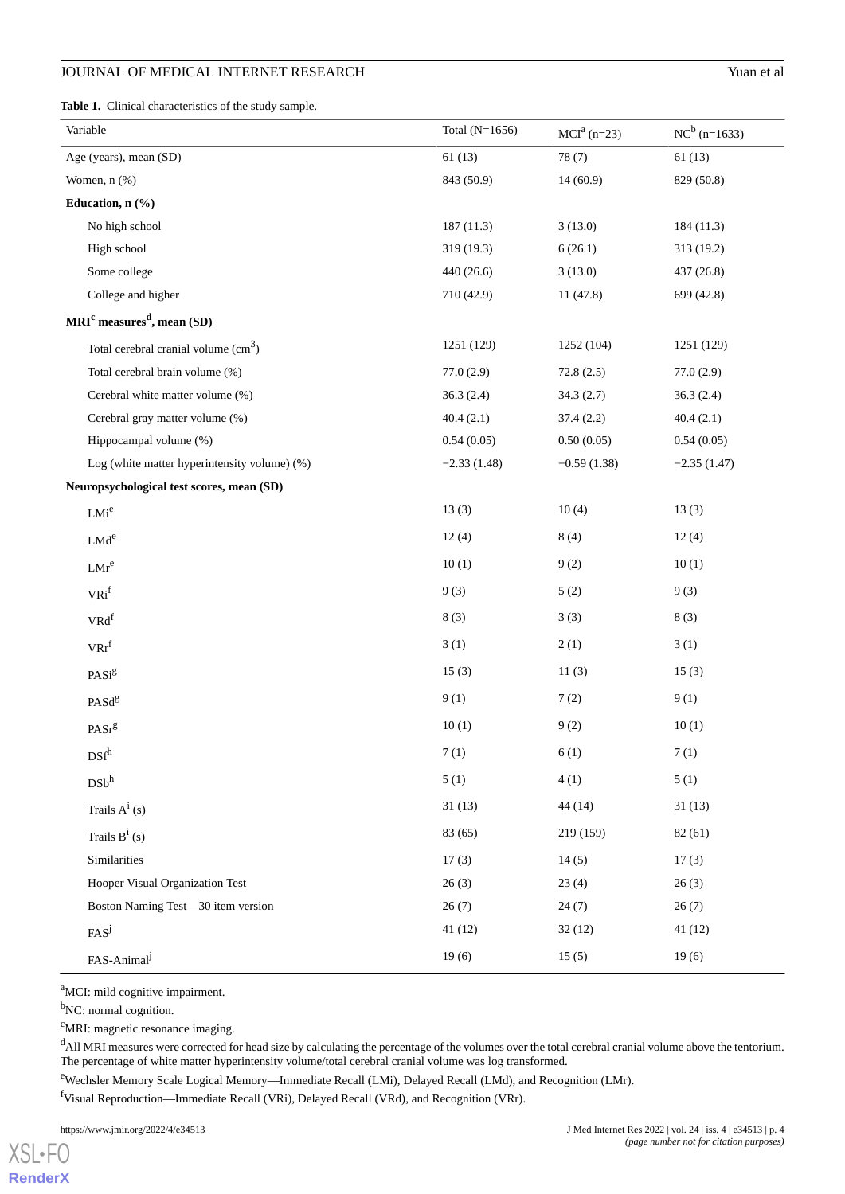**Table 1.** Clinical characteristics of the study sample.

| Variable | Total (N=1656) | MCI[a] (n=23) | NC[b] (n=1633) |
|---|---|---|---|
| Age (years), mean (SD) | 61 (13) | 78 (7) | 61 (13) |
| Women, n (%) | 843 (50.9) | 14 (60.9) | 829 (50.8) |
| **Education, n (%)** | | | |
| No high school | 187 (11.3) | 3 (13.0) | 184 (11.3) |
| High school | 319 (19.3) | 6 (26.1) | 313 (19.2) |
| Some college | 440 (26.6) | 3 (13.0) | 437 (26.8) |
| College and higher | 710 (42.9) | 11 (47.8) | 699 (42.8) |
| **MRI[c] measures[d], mean (SD)** | | | |
| Total cerebral cranial volume ($cm^3$) | 1251 (129) | 1252 (104) | 1251 (129) |
| Total cerebral brain volume (%) | 77.0 (2.9) | 72.8 (2.5) | 77.0 (2.9) |
| Cerebral white matter volume (%) | 36.3 (2.4) | 34.3 (2.7) | 36.3 (2.4) |
| Cerebral gray matter volume (%) | 40.4 (2.1) | 37.4 (2.2) | 40.4 (2.1) |
| Hippocampal volume (%) | 0.54 (0.05) | 0.50 (0.05) | 0.54 (0.05) |
| Log (white matter hyperintensity volume) (%) | −2.33 (1.48) | −0.59 (1.38) | −2.35 (1.47) |
| **Neuropsychological test scores, mean (SD)** | | | |
| LMi[e] | 13 (3) | 10 (4) | 13 (3) |
| LMd[e] | 12 (4) | 8 (4) | 12 (4) |
| LMr[e] | 10 (1) | 9 (2) | 10 (1) |
| VRi[f] | 9 (3) | 5 (2) | 9 (3) |
| VRd[f] | 8 (3) | 3 (3) | 8 (3) |
| VRr[f] | 3 (1) | 2 (1) | 3 (1) |
| PASi[g] | 15 (3) | 11 (3) | 15 (3) |
| PASd[g] | 9 (1) | 7 (2) | 9 (1) |
| PASr[g] | 10 (1) | 9 (2) | 10 (1) |
| DSf[h] | 7 (1) | 6 (1) | 7 (1) |
| DSb[h] | 5 (1) | 4 (1) | 5 (1) |
| Trails A[i] (s) | 31 (13) | 44 (14) | 31 (13) |
| Trails B[i] (s) | 83 (65) | 219 (159) | 82 (61) |
| Similarities | 17 (3) | 14 (5) | 17 (3) |
| Hooper Visual Organization Test | 26 (3) | 23 (4) | 26 (3) |
| Boston Naming Test—30 item version | 26 (7) | 24 (7) | 26 (7) |
| FAS[j] | 41 (12) | 32 (12) | 41 (12) |
| FAS-Animal[j] | 19 (6) | 15 (5) | 19 (6) |

[a]MCI: mild cognitive impairment.

[b]NC: normal cognition.

[c]MRI: magnetic resonance imaging.

[d]All MRI measures were corrected for head size by calculating the percentage of the volumes over the total cerebral cranial volume above the tentorium. The percentage of white matter hyperintensity volume/total cerebral cranial volume was log transformed.

[e]Wechsler Memory Scale Logical Memory—Immediate Recall (LMi), Delayed Recall (LMd), and Recognition (LMr).

[f]Visual Reproduction—Immediate Recall (VRi), Delayed Recall (VRd), and Recognition (VRr).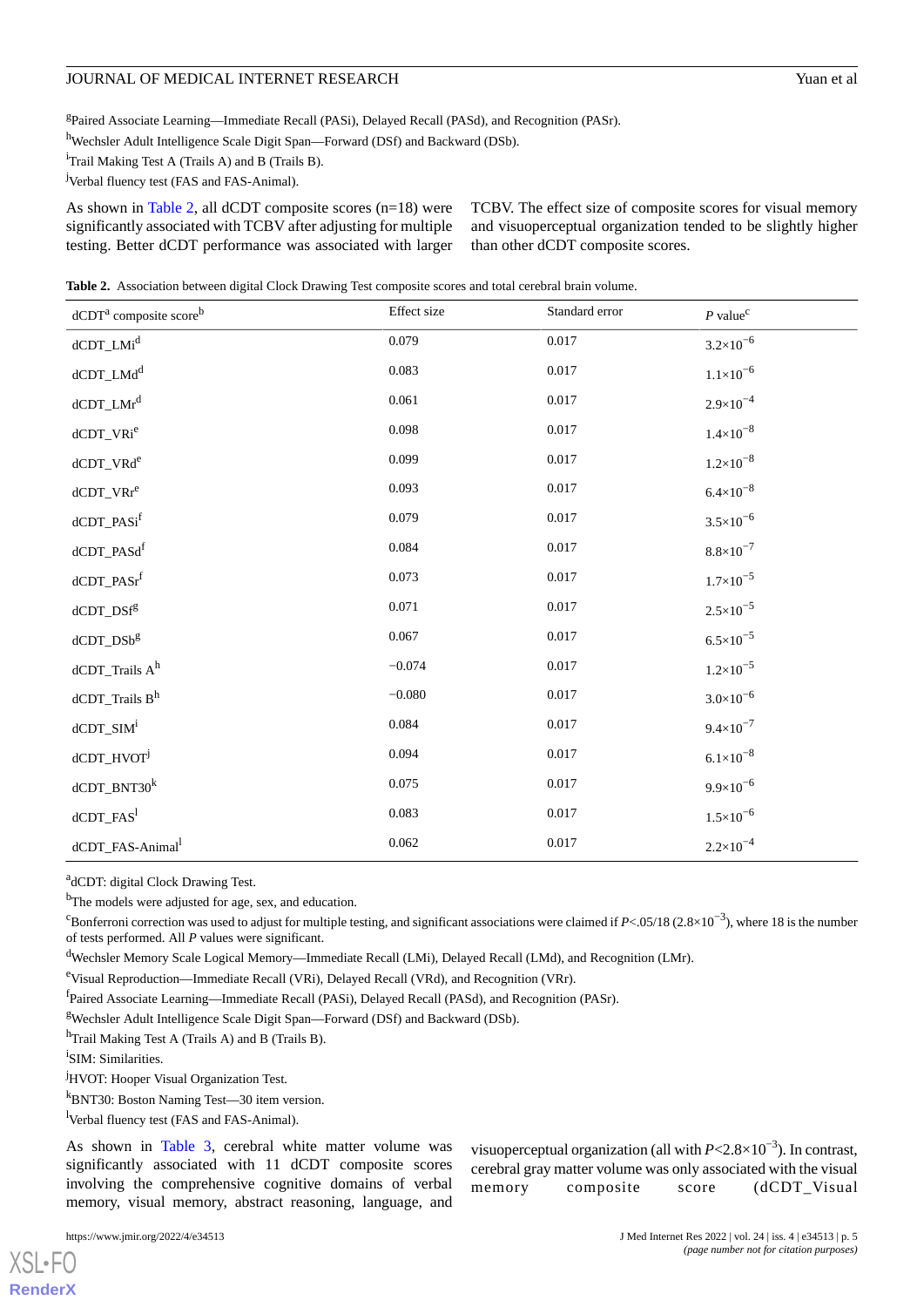[g]Paired Associate Learning—Immediate Recall (PASi), Delayed Recall (PASd), and Recognition (PASr).

[h]Wechsler Adult Intelligence Scale Digit Span—Forward (DSf) and Backward (DSb).

[i]Trail Making Test A (Trails A) and B (Trails B).

[j]Verbal fluency test (FAS and FAS-Animal).

As shown in Table 2, all dCDT composite scores (n=18) were significantly associated with TCBV after adjusting for multiple testing. Better dCDT performance was associated with larger TCBV. The effect size of composite scores for visual memory and visuoperceptual organization tended to be slightly higher than other dCDT composite scores.

**Table 2.** Association between digital Clock Drawing Test composite scores and total cerebral brain volume.

| dCDT[a] composite score[b] | Effect size | Standard error | *P* value[c] |
|---|---|---|---|
| dCDT_LMi[d] | 0.079 | 0.017 | $3.2\times10^{-6}$ |
| dCDT_LMd[d] | 0.083 | 0.017 | $1.1\times10^{-6}$ |
| dCDT_LMr[d] | 0.061 | 0.017 | $2.9\times10^{-4}$ |
| dCDT_VRi[e] | 0.098 | 0.017 | $1.4\times10^{-8}$ |
| dCDT_VRd[e] | 0.099 | 0.017 | $1.2\times10^{-8}$ |
| dCDT_VRr[e] | 0.093 | 0.017 | $6.4\times10^{-8}$ |
| dCDT_PASi[f] | 0.079 | 0.017 | $3.5\times10^{-6}$ |
| dCDT_PASd[f] | 0.084 | 0.017 | $8.8\times10^{-7}$ |
| dCDT_PASr[f] | 0.073 | 0.017 | $1.7\times10^{-5}$ |
| dCDT_DSf[g] | 0.071 | 0.017 | $2.5\times10^{-5}$ |
| dCDT_DSb[g] | 0.067 | 0.017 | $6.5\times10^{-5}$ |
| dCDT_Trails A[h] | −0.074 | 0.017 | $1.2\times10^{-5}$ |
| dCDT_Trails B[h] | −0.080 | 0.017 | $3.0\times10^{-6}$ |
| dCDT_SIM[i] | 0.084 | 0.017 | $9.4\times10^{-7}$ |
| dCDT_HVOT[j] | 0.094 | 0.017 | $6.1\times10^{-8}$ |
| dCDT_BNT30[k] | 0.075 | 0.017 | $9.9\times10^{-6}$ |
| dCDT_FAS[l] | 0.083 | 0.017 | $1.5\times10^{-6}$ |
| dCDT_FAS-Animal[l] | 0.062 | 0.017 | $2.2\times10^{-4}$ |

[a]dCDT: digital Clock Drawing Test.

[b]The models were adjusted for age, sex, and education.

[c]Bonferroni correction was used to adjust for multiple testing, and significant associations were claimed if $P<.05/18$ ($2.8\times10^{-3}$), where 18 is the number of tests performed. All *P* values were significant.

[d]Wechsler Memory Scale Logical Memory—Immediate Recall (LMi), Delayed Recall (LMd), and Recognition (LMr).

[e]Visual Reproduction—Immediate Recall (VRi), Delayed Recall (VRd), and Recognition (VRr).

[f]Paired Associate Learning—Immediate Recall (PASi), Delayed Recall (PASd), and Recognition (PASr).

[g]Wechsler Adult Intelligence Scale Digit Span—Forward (DSf) and Backward (DSb).

[h]Trail Making Test A (Trails A) and B (Trails B).

[i]SIM: Similarities.

[j]HVOT: Hooper Visual Organization Test.

[k]BNT30: Boston Naming Test—30 item version.

[l]Verbal fluency test (FAS and FAS-Animal).

As shown in Table 3, cerebral white matter volume was significantly associated with 11 dCDT composite scores involving the comprehensive cognitive domains of verbal memory, visual memory, abstract reasoning, language, and visuoperceptual organization (all with $P<2.8\times10^{-3}$). In contrast, cerebral gray matter volume was only associated with the visual memory composite score (dCDT_Visual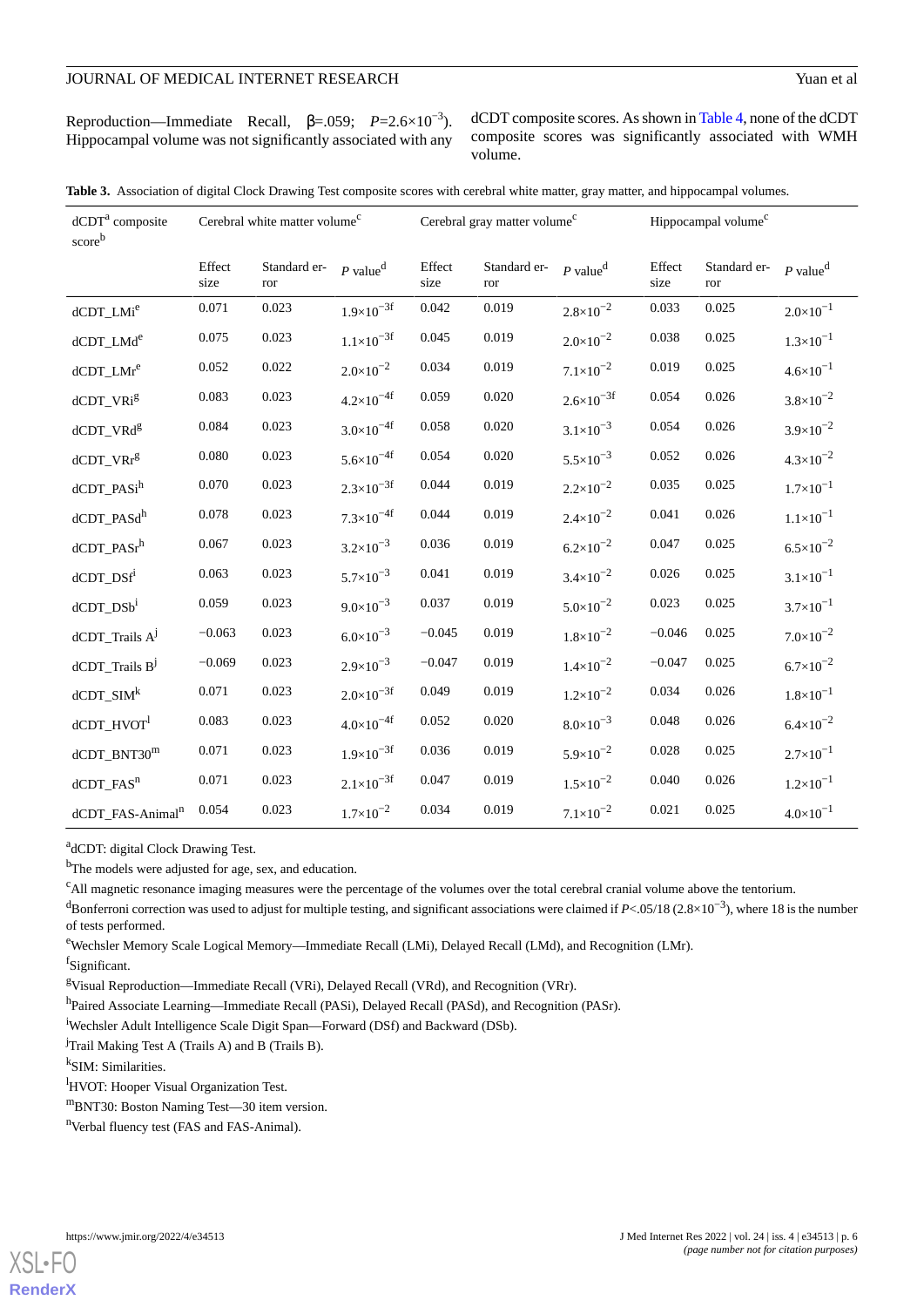Reproduction—Immediate Recall, β=.059; $P$=2.6×10$^{-3}$). Hippocampal volume was not significantly associated with any dCDT composite scores. As shown in Table 4, none of the dCDT composite scores was significantly associated with WMH volume.

**Table 3.** Association of digital Clock Drawing Test composite scores with cerebral white matter, gray matter, and hippocampal volumes.

| dCDT[a] composite score[b] | Cerebral white matter volume[c] | | | Cerebral gray matter volume[c] | | | Hippocampal volume[c] | | |
|---|---|---|---|---|---|---|---|---|---|
| | Effect size | Standard error | $P$ value[d] | Effect size | Standard error | $P$ value[d] | Effect size | Standard error | $P$ value[d] |
| dCDT_LMi[e] | 0.071 | 0.023 | 1.9×10$^{-3}$[f] | 0.042 | 0.019 | 2.8×10$^{-2}$ | 0.033 | 0.025 | 2.0×10$^{-1}$ |
| dCDT_LMd[e] | 0.075 | 0.023 | 1.1×10$^{-3}$[f] | 0.045 | 0.019 | 2.0×10$^{-2}$ | 0.038 | 0.025 | 1.3×10$^{-1}$ |
| dCDT_LMr[e] | 0.052 | 0.022 | 2.0×10$^{-2}$ | 0.034 | 0.019 | 7.1×10$^{-2}$ | 0.019 | 0.025 | 4.6×10$^{-1}$ |
| dCDT_VRi[g] | 0.083 | 0.023 | 4.2×10$^{-4}$[f] | 0.059 | 0.020 | 2.6×10$^{-3}$[f] | 0.054 | 0.026 | 3.8×10$^{-2}$ |
| dCDT_VRd[g] | 0.084 | 0.023 | 3.0×10$^{-4}$[f] | 0.058 | 0.020 | 3.1×10$^{-3}$ | 0.054 | 0.026 | 3.9×10$^{-2}$ |
| dCDT_VRr[g] | 0.080 | 0.023 | 5.6×10$^{-4}$[f] | 0.054 | 0.020 | 5.5×10$^{-3}$ | 0.052 | 0.026 | 4.3×10$^{-2}$ |
| dCDT_PASi[h] | 0.070 | 0.023 | 2.3×10$^{-3}$[f] | 0.044 | 0.019 | 2.2×10$^{-2}$ | 0.035 | 0.025 | 1.7×10$^{-1}$ |
| dCDT_PASd[h] | 0.078 | 0.023 | 7.3×10$^{-4}$[f] | 0.044 | 0.019 | 2.4×10$^{-2}$ | 0.041 | 0.026 | 1.1×10$^{-1}$ |
| dCDT_PASr[h] | 0.067 | 0.023 | 3.2×10$^{-3}$ | 0.036 | 0.019 | 6.2×10$^{-2}$ | 0.047 | 0.025 | 6.5×10$^{-2}$ |
| dCDT_DSf[i] | 0.063 | 0.023 | 5.7×10$^{-3}$ | 0.041 | 0.019 | 3.4×10$^{-2}$ | 0.026 | 0.025 | 3.1×10$^{-1}$ |
| dCDT_DSb[i] | 0.059 | 0.023 | 9.0×10$^{-3}$ | 0.037 | 0.019 | 5.0×10$^{-2}$ | 0.023 | 0.025 | 3.7×10$^{-1}$ |
| dCDT_Trails A[j] | −0.063 | 0.023 | 6.0×10$^{-3}$ | −0.045 | 0.019 | 1.8×10$^{-2}$ | −0.046 | 0.025 | 7.0×10$^{-2}$ |
| dCDT_Trails B[j] | −0.069 | 0.023 | 2.9×10$^{-3}$ | −0.047 | 0.019 | 1.4×10$^{-2}$ | −0.047 | 0.025 | 6.7×10$^{-2}$ |
| dCDT_SIM[k] | 0.071 | 0.023 | 2.0×10$^{-3}$[f] | 0.049 | 0.019 | 1.2×10$^{-2}$ | 0.034 | 0.026 | 1.8×10$^{-1}$ |
| dCDT_HVOT[l] | 0.083 | 0.023 | 4.0×10$^{-4}$[f] | 0.052 | 0.020 | 8.0×10$^{-3}$ | 0.048 | 0.026 | 6.4×10$^{-2}$ |
| dCDT_BNT30[m] | 0.071 | 0.023 | 1.9×10$^{-3}$[f] | 0.036 | 0.019 | 5.9×10$^{-2}$ | 0.028 | 0.025 | 2.7×10$^{-1}$ |
| dCDT_FAS[n] | 0.071 | 0.023 | 2.1×10$^{-3}$[f] | 0.047 | 0.019 | 1.5×10$^{-2}$ | 0.040 | 0.026 | 1.2×10$^{-1}$ |
| dCDT_FAS-Animal[n] | 0.054 | 0.023 | 1.7×10$^{-2}$ | 0.034 | 0.019 | 7.1×10$^{-2}$ | 0.021 | 0.025 | 4.0×10$^{-1}$ |

[a]dCDT: digital Clock Drawing Test.

[b]The models were adjusted for age, sex, and education.

[c]All magnetic resonance imaging measures were the percentage of the volumes over the total cerebral cranial volume above the tentorium.

[d]Bonferroni correction was used to adjust for multiple testing, and significant associations were claimed if $P$<.05/18 (2.8×10$^{-3}$), where 18 is the number of tests performed.

[e]Wechsler Memory Scale Logical Memory—Immediate Recall (LMi), Delayed Recall (LMd), and Recognition (LMr).

[f]Significant.

[g]Visual Reproduction—Immediate Recall (VRi), Delayed Recall (VRd), and Recognition (VRr).

[h]Paired Associate Learning—Immediate Recall (PASi), Delayed Recall (PASd), and Recognition (PASr).

[i]Wechsler Adult Intelligence Scale Digit Span—Forward (DSf) and Backward (DSb).

[j]Trail Making Test A (Trails A) and B (Trails B).

[k]SIM: Similarities.

[l]HVOT: Hooper Visual Organization Test.

[m]BNT30: Boston Naming Test—30 item version.

[n]Verbal fluency test (FAS and FAS-Animal).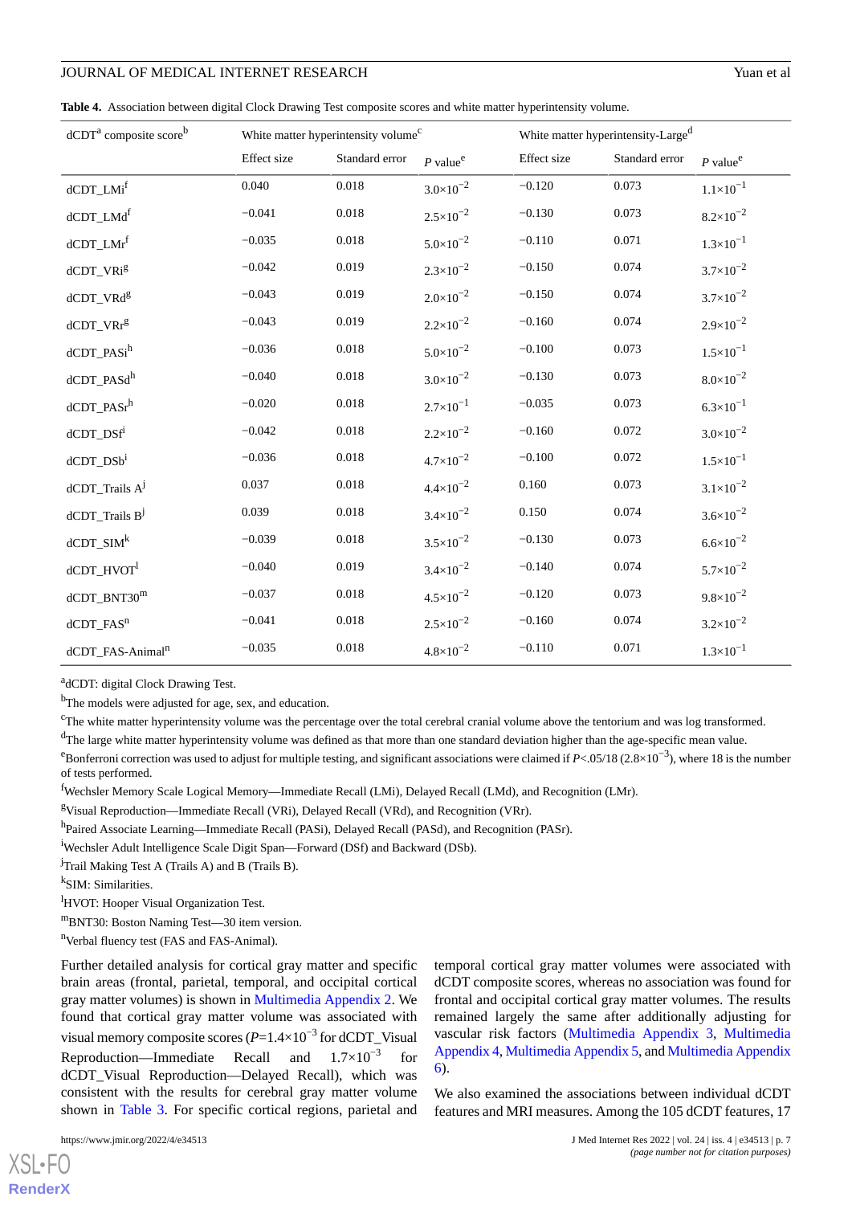**Table 4.** Association between digital Clock Drawing Test composite scores and white matter hyperintensity volume.

| dCDT[a] composite score[b] | White matter hyperintensity volume[c] | | | White matter hyperintensity-Large[d] | | |
|---|---|---|---|---|---|---|
| | Effect size | Standard error | *P* value[e] | Effect size | Standard error | *P* value[e] |
| dCDT_LMi[f] | 0.040 | 0.018 | $3.0\times10^{-2}$ | −0.120 | 0.073 | $1.1\times10^{-1}$ |
| dCDT_LMd[f] | −0.041 | 0.018 | $2.5\times10^{-2}$ | −0.130 | 0.073 | $8.2\times10^{-2}$ |
| dCDT_LMr[f] | −0.035 | 0.018 | $5.0\times10^{-2}$ | −0.110 | 0.071 | $1.3\times10^{-1}$ |
| dCDT_VRi[g] | −0.042 | 0.019 | $2.3\times10^{-2}$ | −0.150 | 0.074 | $3.7\times10^{-2}$ |
| dCDT_VRd[g] | −0.043 | 0.019 | $2.0\times10^{-2}$ | −0.150 | 0.074 | $3.7\times10^{-2}$ |
| dCDT_VRr[g] | −0.043 | 0.019 | $2.2\times10^{-2}$ | −0.160 | 0.074 | $2.9\times10^{-2}$ |
| dCDT_PASi[h] | −0.036 | 0.018 | $5.0\times10^{-2}$ | −0.100 | 0.073 | $1.5\times10^{-1}$ |
| dCDT_PASd[h] | −0.040 | 0.018 | $3.0\times10^{-2}$ | −0.130 | 0.073 | $8.0\times10^{-2}$ |
| dCDT_PASr[h] | −0.020 | 0.018 | $2.7\times10^{-1}$ | −0.035 | 0.073 | $6.3\times10^{-1}$ |
| dCDT_DSf[i] | −0.042 | 0.018 | $2.2\times10^{-2}$ | −0.160 | 0.072 | $3.0\times10^{-2}$ |
| dCDT_DSb[i] | −0.036 | 0.018 | $4.7\times10^{-2}$ | −0.100 | 0.072 | $1.5\times10^{-1}$ |
| dCDT_Trails A[j] | 0.037 | 0.018 | $4.4\times10^{-2}$ | 0.160 | 0.073 | $3.1\times10^{-2}$ |
| dCDT_Trails B[j] | 0.039 | 0.018 | $3.4\times10^{-2}$ | 0.150 | 0.074 | $3.6\times10^{-2}$ |
| dCDT_SIM[k] | −0.039 | 0.018 | $3.5\times10^{-2}$ | −0.130 | 0.073 | $6.6\times10^{-2}$ |
| dCDT_HVOT[l] | −0.040 | 0.019 | $3.4\times10^{-2}$ | −0.140 | 0.074 | $5.7\times10^{-2}$ |
| dCDT_BNT30[m] | −0.037 | 0.018 | $4.5\times10^{-2}$ | −0.120 | 0.073 | $9.8\times10^{-2}$ |
| dCDT_FAS[n] | −0.041 | 0.018 | $2.5\times10^{-2}$ | −0.160 | 0.074 | $3.2\times10^{-2}$ |
| dCDT_FAS-Animal[n] | −0.035 | 0.018 | $4.8\times10^{-2}$ | −0.110 | 0.071 | $1.3\times10^{-1}$ |

[a]dCDT: digital Clock Drawing Test.

[b]The models were adjusted for age, sex, and education.

[c]The white matter hyperintensity volume was the percentage over the total cerebral cranial volume above the tentorium and was log transformed.

[d]The large white matter hyperintensity volume was defined as that more than one standard deviation higher than the age-specific mean value.

[e]Bonferroni correction was used to adjust for multiple testing, and significant associations were claimed if $P<.05/18$ ($2.8\times10^{-3}$), where 18 is the number of tests performed.

[f]Wechsler Memory Scale Logical Memory—Immediate Recall (LMi), Delayed Recall (LMd), and Recognition (LMr).

[g]Visual Reproduction—Immediate Recall (VRi), Delayed Recall (VRd), and Recognition (VRr).

[h]Paired Associate Learning—Immediate Recall (PASi), Delayed Recall (PASd), and Recognition (PASr).

[i]Wechsler Adult Intelligence Scale Digit Span—Forward (DSf) and Backward (DSb).

[j]Trail Making Test A (Trails A) and B (Trails B).

[k]SIM: Similarities.

[l]HVOT: Hooper Visual Organization Test.

[m]BNT30: Boston Naming Test—30 item version.

[n]Verbal fluency test (FAS and FAS-Animal).

Further detailed analysis for cortical gray matter and specific brain areas (frontal, parietal, temporal, and occipital cortical gray matter volumes) is shown in Multimedia Appendix 2. We found that cortical gray matter volume was associated with visual memory composite scores ($P=1.4\times10^{-3}$ for dCDT_Visual Reproduction—Immediate Recall and $1.7\times10^{-3}$ for dCDT_Visual Reproduction—Delayed Recall), which was consistent with the results for cerebral gray matter volume shown in Table 3. For specific cortical regions, parietal and temporal cortical gray matter volumes were associated with dCDT composite scores, whereas no association was found for frontal and occipital cortical gray matter volumes. The results remained largely the same after additionally adjusting for vascular risk factors (Multimedia Appendix 3, Multimedia Appendix 4, Multimedia Appendix 5, and Multimedia Appendix 6).

We also examined the associations between individual dCDT features and MRI measures. Among the 105 dCDT features, 17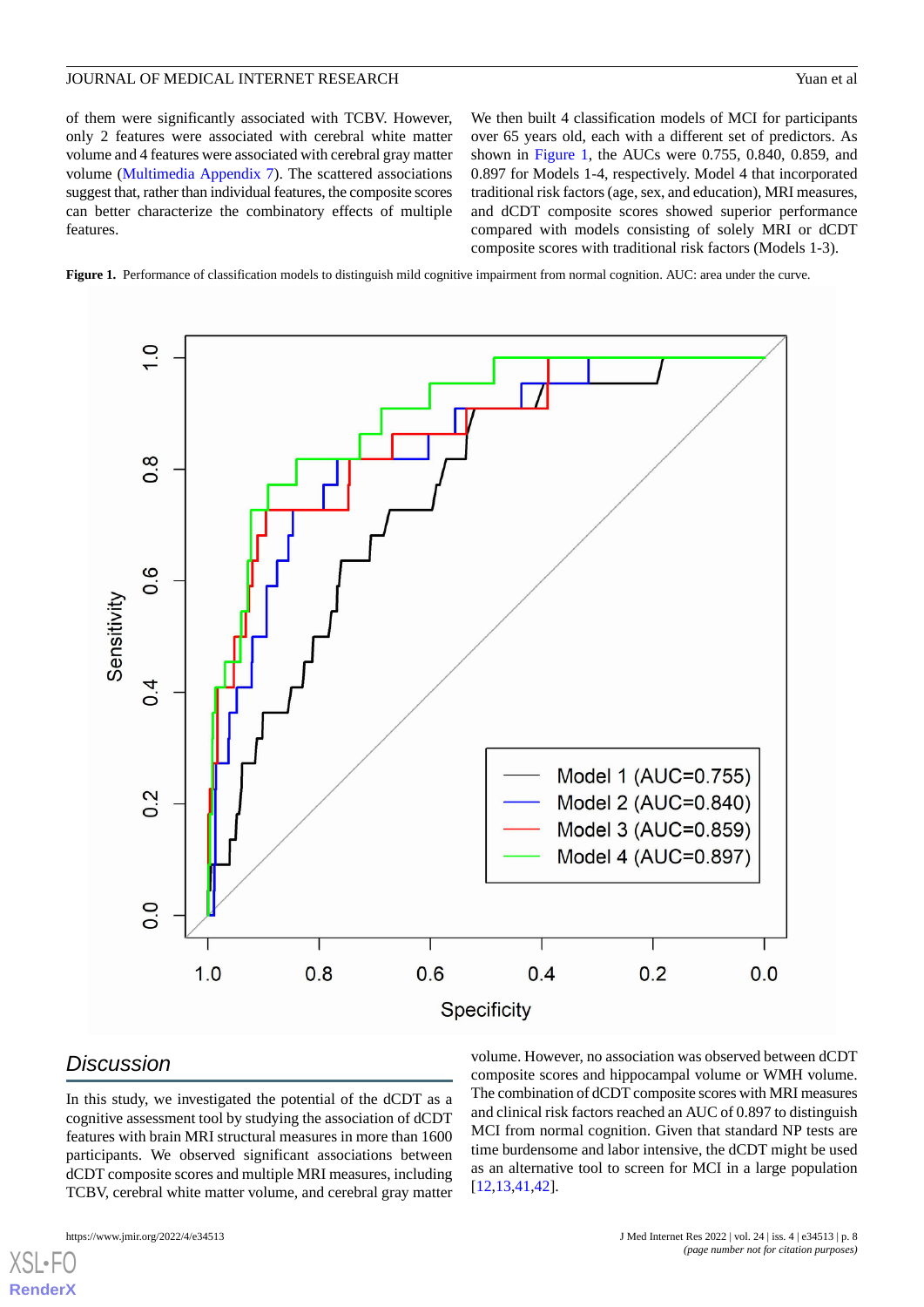of them were significantly associated with TCBV. However, only 2 features were associated with cerebral white matter volume and 4 features were associated with cerebral gray matter volume (Multimedia Appendix 7). The scattered associations suggest that, rather than individual features, the composite scores can better characterize the combinatory effects of multiple features.

We then built 4 classification models of MCI for participants over 65 years old, each with a different set of predictors. As shown in Figure 1, the AUCs were 0.755, 0.840, 0.859, and 0.897 for Models 1-4, respectively. Model 4 that incorporated traditional risk factors (age, sex, and education), MRI measures, and dCDT composite scores showed superior performance compared with models consisting of solely MRI or dCDT composite scores with traditional risk factors (Models 1-3).

**Figure 1.** Performance of classification models to distinguish mild cognitive impairment from normal cognition. AUC: area under the curve.

## Discussion

In this study, we investigated the potential of the dCDT as a cognitive assessment tool by studying the association of dCDT features with brain MRI structural measures in more than 1600 participants. We observed significant associations between dCDT composite scores and multiple MRI measures, including TCBV, cerebral white matter volume, and cerebral gray matter volume. However, no association was observed between dCDT composite scores and hippocampal volume or WMH volume. The combination of dCDT composite scores with MRI measures and clinical risk factors reached an AUC of 0.897 to distinguish MCI from normal cognition. Given that standard NP tests are time burdensome and labor intensive, the dCDT might be used as an alternative tool to screen for MCI in a large population [12,13,41,42].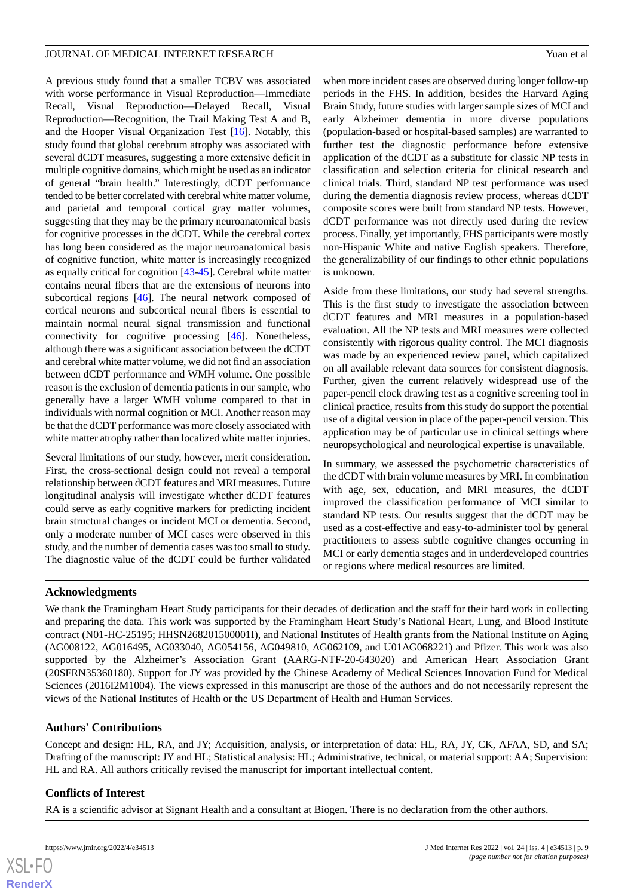A previous study found that a smaller TCBV was associated with worse performance in Visual Reproduction—Immediate Recall, Visual Reproduction—Delayed Recall, Visual Reproduction—Recognition, the Trail Making Test A and B, and the Hooper Visual Organization Test [16]. Notably, this study found that global cerebrum atrophy was associated with several dCDT measures, suggesting a more extensive deficit in multiple cognitive domains, which might be used as an indicator of general "brain health." Interestingly, dCDT performance tended to be better correlated with cerebral white matter volume, and parietal and temporal cortical gray matter volumes, suggesting that they may be the primary neuroanatomical basis for cognitive processes in the dCDT. While the cerebral cortex has long been considered as the major neuroanatomical basis of cognitive function, white matter is increasingly recognized as equally critical for cognition [43-45]. Cerebral white matter contains neural fibers that are the extensions of neurons into subcortical regions [46]. The neural network composed of cortical neurons and subcortical neural fibers is essential to maintain normal neural signal transmission and functional connectivity for cognitive processing [46]. Nonetheless, although there was a significant association between the dCDT and cerebral white matter volume, we did not find an association between dCDT performance and WMH volume. One possible reason is the exclusion of dementia patients in our sample, who generally have a larger WMH volume compared to that in individuals with normal cognition or MCI. Another reason may be that the dCDT performance was more closely associated with white matter atrophy rather than localized white matter injuries.

Several limitations of our study, however, merit consideration. First, the cross-sectional design could not reveal a temporal relationship between dCDT features and MRI measures. Future longitudinal analysis will investigate whether dCDT features could serve as early cognitive markers for predicting incident brain structural changes or incident MCI or dementia. Second, only a moderate number of MCI cases were observed in this study, and the number of dementia cases was too small to study. The diagnostic value of the dCDT could be further validated when more incident cases are observed during longer follow-up periods in the FHS. In addition, besides the Harvard Aging Brain Study, future studies with larger sample sizes of MCI and early Alzheimer dementia in more diverse populations (population-based or hospital-based samples) are warranted to further test the diagnostic performance before extensive application of the dCDT as a substitute for classic NP tests in classification and selection criteria for clinical research and clinical trials. Third, standard NP test performance was used during the dementia diagnosis review process, whereas dCDT composite scores were built from standard NP tests. However, dCDT performance was not directly used during the review process. Finally, yet importantly, FHS participants were mostly non-Hispanic White and native English speakers. Therefore, the generalizability of our findings to other ethnic populations is unknown.

Aside from these limitations, our study had several strengths. This is the first study to investigate the association between dCDT features and MRI measures in a population-based evaluation. All the NP tests and MRI measures were collected consistently with rigorous quality control. The MCI diagnosis was made by an experienced review panel, which capitalized on all available relevant data sources for consistent diagnosis. Further, given the current relatively widespread use of the paper-pencil clock drawing test as a cognitive screening tool in clinical practice, results from this study do support the potential use of a digital version in place of the paper-pencil version. This application may be of particular use in clinical settings where neuropsychological and neurological expertise is unavailable.

In summary, we assessed the psychometric characteristics of the dCDT with brain volume measures by MRI. In combination with age, sex, education, and MRI measures, the dCDT improved the classification performance of MCI similar to standard NP tests. Our results suggest that the dCDT may be used as a cost-effective and easy-to-administer tool by general practitioners to assess subtle cognitive changes occurring in MCI or early dementia stages and in underdeveloped countries or regions where medical resources are limited.

## Acknowledgments

We thank the Framingham Heart Study participants for their decades of dedication and the staff for their hard work in collecting and preparing the data. This work was supported by the Framingham Heart Study's National Heart, Lung, and Blood Institute contract (N01-HC-25195; HHSN268201500001I), and National Institutes of Health grants from the National Institute on Aging (AG008122, AG016495, AG033040, AG054156, AG049810, AG062109, and U01AG068221) and Pfizer. This work was also supported by the Alzheimer's Association Grant (AARG-NTF-20-643020) and American Heart Association Grant (20SFRN35360180). Support for JY was provided by the Chinese Academy of Medical Sciences Innovation Fund for Medical Sciences (2016I2M1004). The views expressed in this manuscript are those of the authors and do not necessarily represent the views of the National Institutes of Health or the US Department of Health and Human Services.

## Authors' Contributions

Concept and design: HL, RA, and JY; Acquisition, analysis, or interpretation of data: HL, RA, JY, CK, AFAA, SD, and SA; Drafting of the manuscript: JY and HL; Statistical analysis: HL; Administrative, technical, or material support: AA; Supervision: HL and RA. All authors critically revised the manuscript for important intellectual content.

## Conflicts of Interest

RA is a scientific advisor at Signant Health and a consultant at Biogen. There is no declaration from the other authors.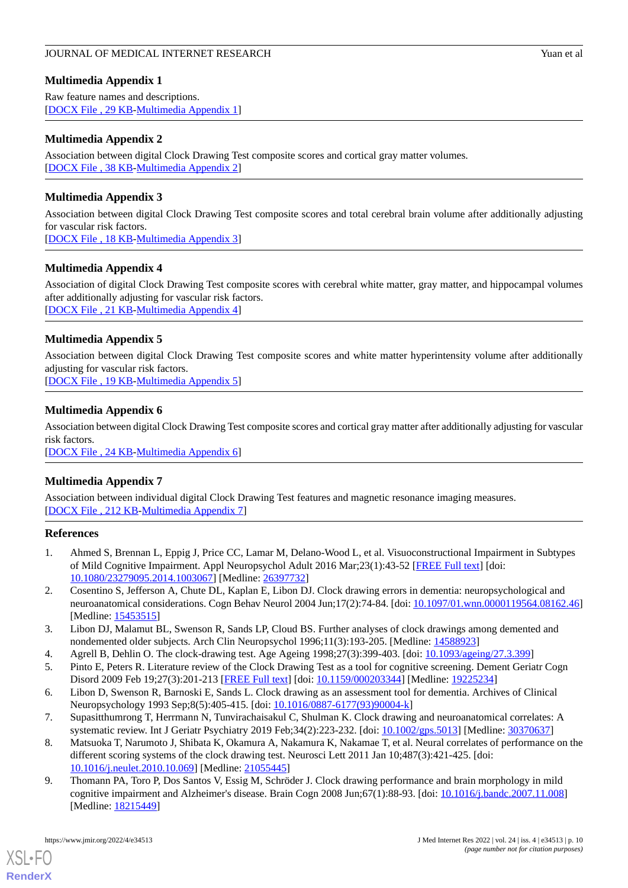## Multimedia Appendix 1

Raw feature names and descriptions.

[DOCX File , 29 KB-Multimedia Appendix 1]

## Multimedia Appendix 2

Association between digital Clock Drawing Test composite scores and cortical gray matter volumes.

[DOCX File , 38 KB-Multimedia Appendix 2]

## Multimedia Appendix 3

Association between digital Clock Drawing Test composite scores and total cerebral brain volume after additionally adjusting for vascular risk factors.

[DOCX File , 18 KB-Multimedia Appendix 3]

## Multimedia Appendix 4

Association of digital Clock Drawing Test composite scores with cerebral white matter, gray matter, and hippocampal volumes after additionally adjusting for vascular risk factors.

[DOCX File , 21 KB-Multimedia Appendix 4]

## Multimedia Appendix 5

Association between digital Clock Drawing Test composite scores and white matter hyperintensity volume after additionally adjusting for vascular risk factors.

[DOCX File , 19 KB-Multimedia Appendix 5]

## Multimedia Appendix 6

Association between digital Clock Drawing Test composite scores and cortical gray matter after additionally adjusting for vascular risk factors.

[DOCX File , 24 KB-Multimedia Appendix 6]

## Multimedia Appendix 7

Association between individual digital Clock Drawing Test features and magnetic resonance imaging measures.

[DOCX File , 212 KB-Multimedia Appendix 7]

## References

1. Ahmed S, Brennan L, Eppig J, Price CC, Lamar M, Delano-Wood L, et al. Visuoconstructional Impairment in Subtypes of Mild Cognitive Impairment. Appl Neuropsychol Adult 2016 Mar;23(1):43-52 [FREE Full text] [doi: 10.1080/23279095.2014.1003067] [Medline: 26397732]
2. Cosentino S, Jefferson A, Chute DL, Kaplan E, Libon DJ. Clock drawing errors in dementia: neuropsychological and neuroanatomical considerations. Cogn Behav Neurol 2004 Jun;17(2):74-84. [doi: 10.1097/01.wnn.0000119564.08162.46] [Medline: 15453515]
3. Libon DJ, Malamut BL, Swenson R, Sands LP, Cloud BS. Further analyses of clock drawings among demented and nondemented older subjects. Arch Clin Neuropsychol 1996;11(3):193-205. [Medline: 14588923]
4. Agrell B, Dehlin O. The clock-drawing test. Age Ageing 1998;27(3):399-403. [doi: 10.1093/ageing/27.3.399]
5. Pinto E, Peters R. Literature review of the Clock Drawing Test as a tool for cognitive screening. Dement Geriatr Cogn Disord 2009 Feb 19;27(3):201-213 [FREE Full text] [doi: 10.1159/000203344] [Medline: 19225234]
6. Libon D, Swenson R, Barnoski E, Sands L. Clock drawing as an assessment tool for dementia. Archives of Clinical Neuropsychology 1993 Sep;8(5):405-415. [doi: 10.1016/0887-6177(93)90004-k]
7. Supasitthumrong T, Herrmann N, Tunvirachaisakul C, Shulman K. Clock drawing and neuroanatomical correlates: A systematic review. Int J Geriatr Psychiatry 2019 Feb;34(2):223-232. [doi: 10.1002/gps.5013] [Medline: 30370637]
8. Matsuoka T, Narumoto J, Shibata K, Okamura A, Nakamura K, Nakamae T, et al. Neural correlates of performance on the different scoring systems of the clock drawing test. Neurosci Lett 2011 Jan 10;487(3):421-425. [doi: 10.1016/j.neulet.2010.10.069] [Medline: 21055445]
9. Thomann PA, Toro P, Dos Santos V, Essig M, Schröder J. Clock drawing performance and brain morphology in mild cognitive impairment and Alzheimer's disease. Brain Cogn 2008 Jun;67(1):88-93. [doi: 10.1016/j.bandc.2007.11.008] [Medline: 18215449]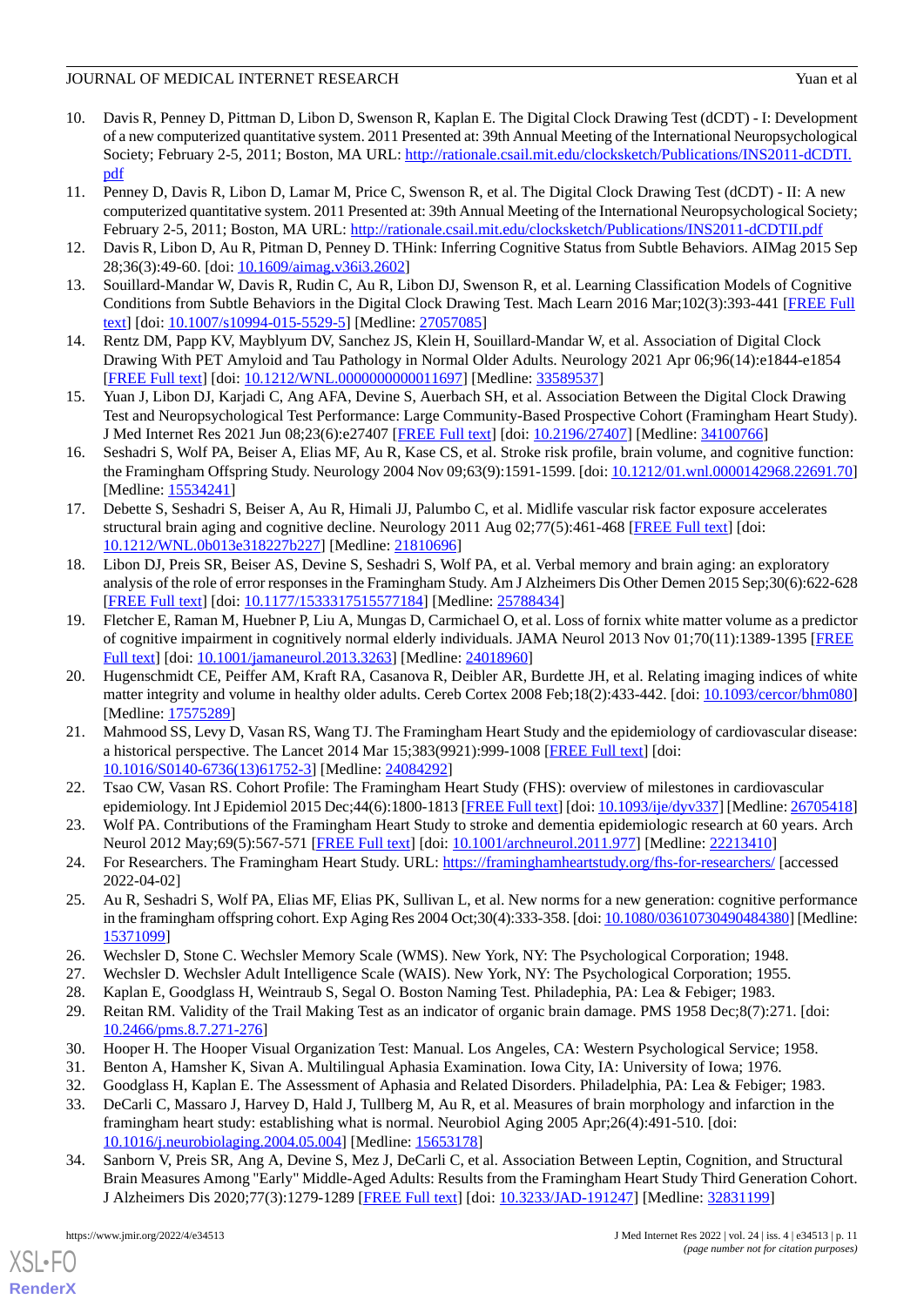10. Davis R, Penney D, Pittman D, Libon D, Swenson R, Kaplan E. The Digital Clock Drawing Test (dCDT) - I: Development of a new computerized quantitative system. 2011 Presented at: 39th Annual Meeting of the International Neuropsychological Society; February 2-5, 2011; Boston, MA URL: http://rationale.csail.mit.edu/clocksketch/Publications/INS2011-dCDTI.pdf
11. Penney D, Davis R, Libon D, Lamar M, Price C, Swenson R, et al. The Digital Clock Drawing Test (dCDT) - II: A new computerized quantitative system. 2011 Presented at: 39th Annual Meeting of the International Neuropsychological Society; February 2-5, 2011; Boston, MA URL: http://rationale.csail.mit.edu/clocksketch/Publications/INS2011-dCDTII.pdf
12. Davis R, Libon D, Au R, Pitman D, Penney D. THink: Inferring Cognitive Status from Subtle Behaviors. AIMag 2015 Sep 28;36(3):49-60. [doi: 10.1609/aimag.v36i3.2602]
13. Souillard-Mandar W, Davis R, Rudin C, Au R, Libon DJ, Swenson R, et al. Learning Classification Models of Cognitive Conditions from Subtle Behaviors in the Digital Clock Drawing Test. Mach Learn 2016 Mar;102(3):393-441 [FREE Full text] [doi: 10.1007/s10994-015-5529-5] [Medline: 27057085]
14. Rentz DM, Papp KV, Mayblyum DV, Sanchez JS, Klein H, Souillard-Mandar W, et al. Association of Digital Clock Drawing With PET Amyloid and Tau Pathology in Normal Older Adults. Neurology 2021 Apr 06;96(14):e1844-e1854 [FREE Full text] [doi: 10.1212/WNL.0000000000011697] [Medline: 33589537]
15. Yuan J, Libon DJ, Karjadi C, Ang AFA, Devine S, Auerbach SH, et al. Association Between the Digital Clock Drawing Test and Neuropsychological Test Performance: Large Community-Based Prospective Cohort (Framingham Heart Study). J Med Internet Res 2021 Jun 08;23(6):e27407 [FREE Full text] [doi: 10.2196/27407] [Medline: 34100766]
16. Seshadri S, Wolf PA, Beiser A, Elias MF, Au R, Kase CS, et al. Stroke risk profile, brain volume, and cognitive function: the Framingham Offspring Study. Neurology 2004 Nov 09;63(9):1591-1599. [doi: 10.1212/01.wnl.0000142968.22691.70] [Medline: 15534241]
17. Debette S, Seshadri S, Beiser A, Au R, Himali JJ, Palumbo C, et al. Midlife vascular risk factor exposure accelerates structural brain aging and cognitive decline. Neurology 2011 Aug 02;77(5):461-468 [FREE Full text] [doi: 10.1212/WNL.0b013e318227b227] [Medline: 21810696]
18. Libon DJ, Preis SR, Beiser AS, Devine S, Seshadri S, Wolf PA, et al. Verbal memory and brain aging: an exploratory analysis of the role of error responses in the Framingham Study. Am J Alzheimers Dis Other Demen 2015 Sep;30(6):622-628 [FREE Full text] [doi: 10.1177/1533317515577184] [Medline: 25788434]
19. Fletcher E, Raman M, Huebner P, Liu A, Mungas D, Carmichael O, et al. Loss of fornix white matter volume as a predictor of cognitive impairment in cognitively normal elderly individuals. JAMA Neurol 2013 Nov 01;70(11):1389-1395 [FREE Full text] [doi: 10.1001/jamaneurol.2013.3263] [Medline: 24018960]
20. Hugenschmidt CE, Peiffer AM, Kraft RA, Casanova R, Deibler AR, Burdette JH, et al. Relating imaging indices of white matter integrity and volume in healthy older adults. Cereb Cortex 2008 Feb;18(2):433-442. [doi: 10.1093/cercor/bhm080] [Medline: 17575289]
21. Mahmood SS, Levy D, Vasan RS, Wang TJ. The Framingham Heart Study and the epidemiology of cardiovascular disease: a historical perspective. The Lancet 2014 Mar 15;383(9921):999-1008 [FREE Full text] [doi: 10.1016/S0140-6736(13)61752-3] [Medline: 24084292]
22. Tsao CW, Vasan RS. Cohort Profile: The Framingham Heart Study (FHS): overview of milestones in cardiovascular epidemiology. Int J Epidemiol 2015 Dec;44(6):1800-1813 [FREE Full text] [doi: 10.1093/ije/dyv337] [Medline: 26705418]
23. Wolf PA. Contributions of the Framingham Heart Study to stroke and dementia epidemiologic research at 60 years. Arch Neurol 2012 May;69(5):567-571 [FREE Full text] [doi: 10.1001/archneurol.2011.977] [Medline: 22213410]
24. For Researchers. The Framingham Heart Study. URL: https://framinghamheartstudy.org/fhs-for-researchers/ [accessed 2022-04-02]
25. Au R, Seshadri S, Wolf PA, Elias MF, Elias PK, Sullivan L, et al. New norms for a new generation: cognitive performance in the framingham offspring cohort. Exp Aging Res 2004 Oct;30(4):333-358. [doi: 10.1080/03610730490484380] [Medline: 15371099]
26. Wechsler D, Stone C. Wechsler Memory Scale (WMS). New York, NY: The Psychological Corporation; 1948.
27. Wechsler D. Wechsler Adult Intelligence Scale (WAIS). New York, NY: The Psychological Corporation; 1955.
28. Kaplan E, Goodglass H, Weintraub S, Segal O. Boston Naming Test. Philadephia, PA: Lea & Febiger; 1983.
29. Reitan RM. Validity of the Trail Making Test as an indicator of organic brain damage. PMS 1958 Dec;8(7):271. [doi: 10.2466/pms.8.7.271-276]
30. Hooper H. The Hooper Visual Organization Test: Manual. Los Angeles, CA: Western Psychological Service; 1958.
31. Benton A, Hamsher K, Sivan A. Multilingual Aphasia Examination. Iowa City, IA: University of Iowa; 1976.
32. Goodglass H, Kaplan E. The Assessment of Aphasia and Related Disorders. Philadelphia, PA: Lea & Febiger; 1983.
33. DeCarli C, Massaro J, Harvey D, Hald J, Tullberg M, Au R, et al. Measures of brain morphology and infarction in the framingham heart study: establishing what is normal. Neurobiol Aging 2005 Apr;26(4):491-510. [doi: 10.1016/j.neurobiolaging.2004.05.004] [Medline: 15653178]
34. Sanborn V, Preis SR, Ang A, Devine S, Mez J, DeCarli C, et al. Association Between Leptin, Cognition, and Structural Brain Measures Among "Early" Middle-Aged Adults: Results from the Framingham Heart Study Third Generation Cohort. J Alzheimers Dis 2020;77(3):1279-1289 [FREE Full text] [doi: 10.3233/JAD-191247] [Medline: 32831199]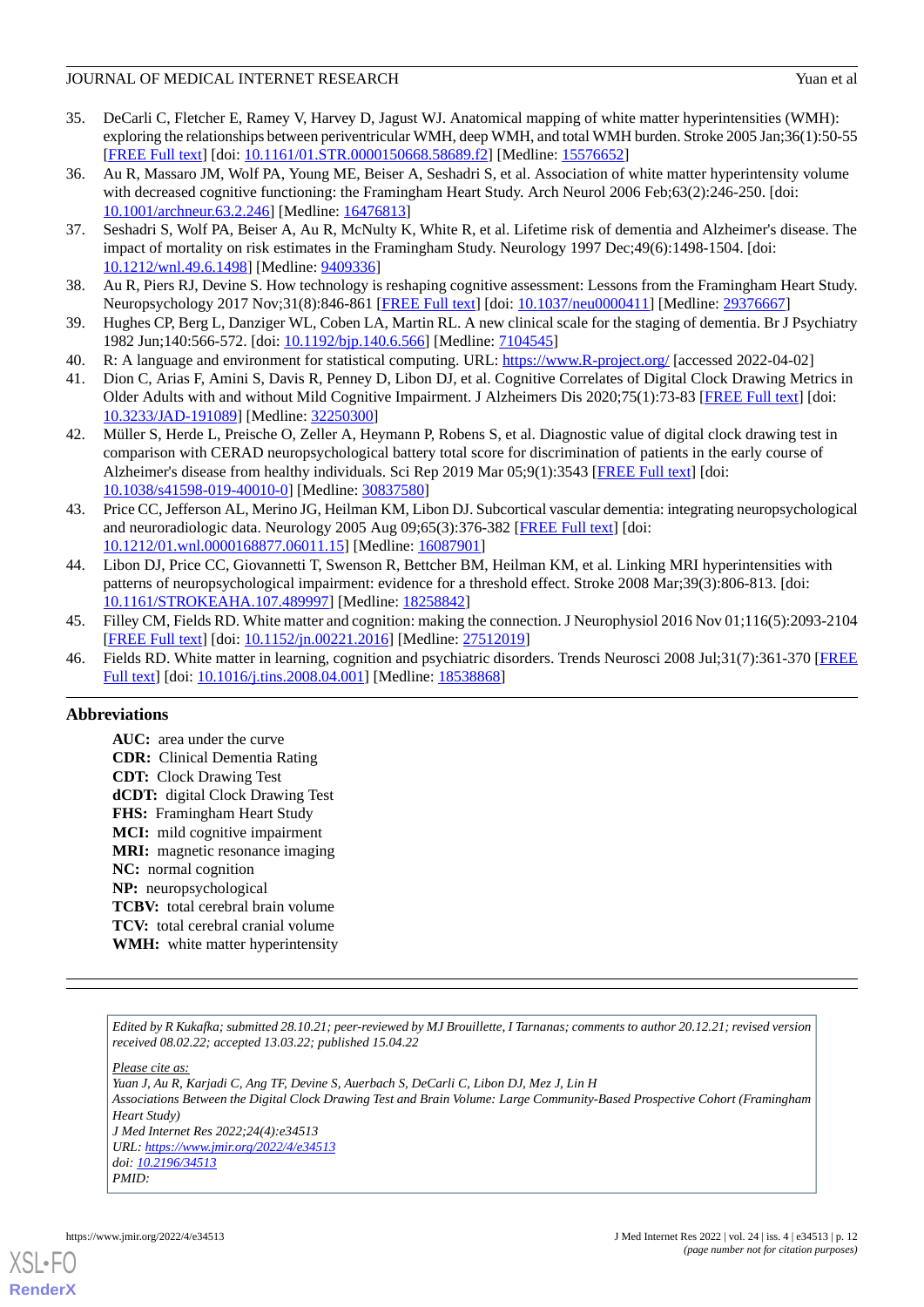35. DeCarli C, Fletcher E, Ramey V, Harvey D, Jagust WJ. Anatomical mapping of white matter hyperintensities (WMH): exploring the relationships between periventricular WMH, deep WMH, and total WMH burden. Stroke 2005 Jan;36(1):50-55 [FREE Full text] [doi: 10.1161/01.STR.0000150668.58689.f2] [Medline: 15576652]
36. Au R, Massaro JM, Wolf PA, Young ME, Beiser A, Seshadri S, et al. Association of white matter hyperintensity volume with decreased cognitive functioning: the Framingham Heart Study. Arch Neurol 2006 Feb;63(2):246-250. [doi: 10.1001/archneur.63.2.246] [Medline: 16476813]
37. Seshadri S, Wolf PA, Beiser A, Au R, McNulty K, White R, et al. Lifetime risk of dementia and Alzheimer's disease. The impact of mortality on risk estimates in the Framingham Study. Neurology 1997 Dec;49(6):1498-1504. [doi: 10.1212/wnl.49.6.1498] [Medline: 9409336]
38. Au R, Piers RJ, Devine S. How technology is reshaping cognitive assessment: Lessons from the Framingham Heart Study. Neuropsychology 2017 Nov;31(8):846-861 [FREE Full text] [doi: 10.1037/neu0000411] [Medline: 29376667]
39. Hughes CP, Berg L, Danziger WL, Coben LA, Martin RL. A new clinical scale for the staging of dementia. Br J Psychiatry 1982 Jun;140:566-572. [doi: 10.1192/bjp.140.6.566] [Medline: 7104545]
40. R: A language and environment for statistical computing. URL: https://www.R-project.org/ [accessed 2022-04-02]
41. Dion C, Arias F, Amini S, Davis R, Penney D, Libon DJ, et al. Cognitive Correlates of Digital Clock Drawing Metrics in Older Adults with and without Mild Cognitive Impairment. J Alzheimers Dis 2020;75(1):73-83 [FREE Full text] [doi: 10.3233/JAD-191089] [Medline: 32250300]
42. Müller S, Herde L, Preische O, Zeller A, Heymann P, Robens S, et al. Diagnostic value of digital clock drawing test in comparison with CERAD neuropsychological battery total score for discrimination of patients in the early course of Alzheimer's disease from healthy individuals. Sci Rep 2019 Mar 05;9(1):3543 [FREE Full text] [doi: 10.1038/s41598-019-40010-0] [Medline: 30837580]
43. Price CC, Jefferson AL, Merino JG, Heilman KM, Libon DJ. Subcortical vascular dementia: integrating neuropsychological and neuroradiologic data. Neurology 2005 Aug 09;65(3):376-382 [FREE Full text] [doi: 10.1212/01.wnl.0000168877.06011.15] [Medline: 16087901]
44. Libon DJ, Price CC, Giovannetti T, Swenson R, Bettcher BM, Heilman KM, et al. Linking MRI hyperintensities with patterns of neuropsychological impairment: evidence for a threshold effect. Stroke 2008 Mar;39(3):806-813. [doi: 10.1161/STROKEAHA.107.489997] [Medline: 18258842]
45. Filley CM, Fields RD. White matter and cognition: making the connection. J Neurophysiol 2016 Nov 01;116(5):2093-2104 [FREE Full text] [doi: 10.1152/jn.00221.2016] [Medline: 27512019]
46. Fields RD. White matter in learning, cognition and psychiatric disorders. Trends Neurosci 2008 Jul;31(7):361-370 [FREE Full text] [doi: 10.1016/j.tins.2008.04.001] [Medline: 18538868]

## Abbreviations

**AUC:** area under the curve
**CDR:** Clinical Dementia Rating
**CDT:** Clock Drawing Test
**dCDT:** digital Clock Drawing Test
**FHS:** Framingham Heart Study
**MCI:** mild cognitive impairment
**MRI:** magnetic resonance imaging
**NC:** normal cognition
**NP:** neuropsychological
**TCBV:** total cerebral brain volume
**TCV:** total cerebral cranial volume
**WMH:** white matter hyperintensity

*Edited by R Kukafka; submitted 28.10.21; peer-reviewed by MJ Brouillette, I Tarnanas; comments to author 20.12.21; revised version received 08.02.22; accepted 13.03.22; published 15.04.22*

*Please cite as:*
*Yuan J, Au R, Karjadi C, Ang TF, Devine S, Auerbach S, DeCarli C, Libon DJ, Mez J, Lin H*
*Associations Between the Digital Clock Drawing Test and Brain Volume: Large Community-Based Prospective Cohort (Framingham Heart Study)*
*J Med Internet Res 2022;24(4):e34513*
*URL: https://www.jmir.org/2022/4/e34513*
*doi: 10.2196/34513*
*PMID:*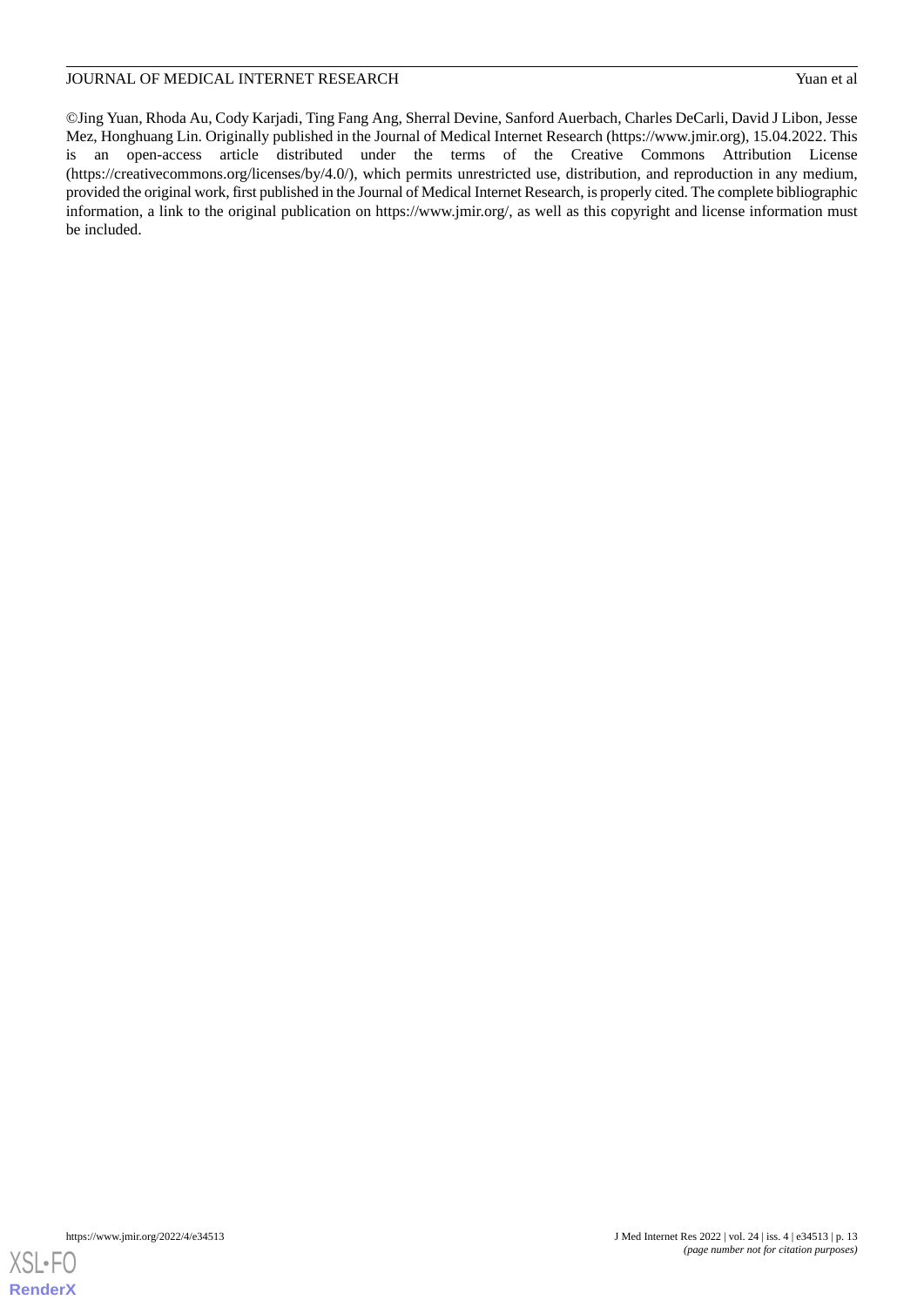©Jing Yuan, Rhoda Au, Cody Karjadi, Ting Fang Ang, Sherral Devine, Sanford Auerbach, Charles DeCarli, David J Libon, Jesse Mez, Honghuang Lin. Originally published in the Journal of Medical Internet Research (https://www.jmir.org), 15.04.2022. This is an open-access article distributed under the terms of the Creative Commons Attribution License (https://creativecommons.org/licenses/by/4.0/), which permits unrestricted use, distribution, and reproduction in any medium, provided the original work, first published in the Journal of Medical Internet Research, is properly cited. The complete bibliographic information, a link to the original publication on https://www.jmir.org/, as well as this copyright and license information must be included.